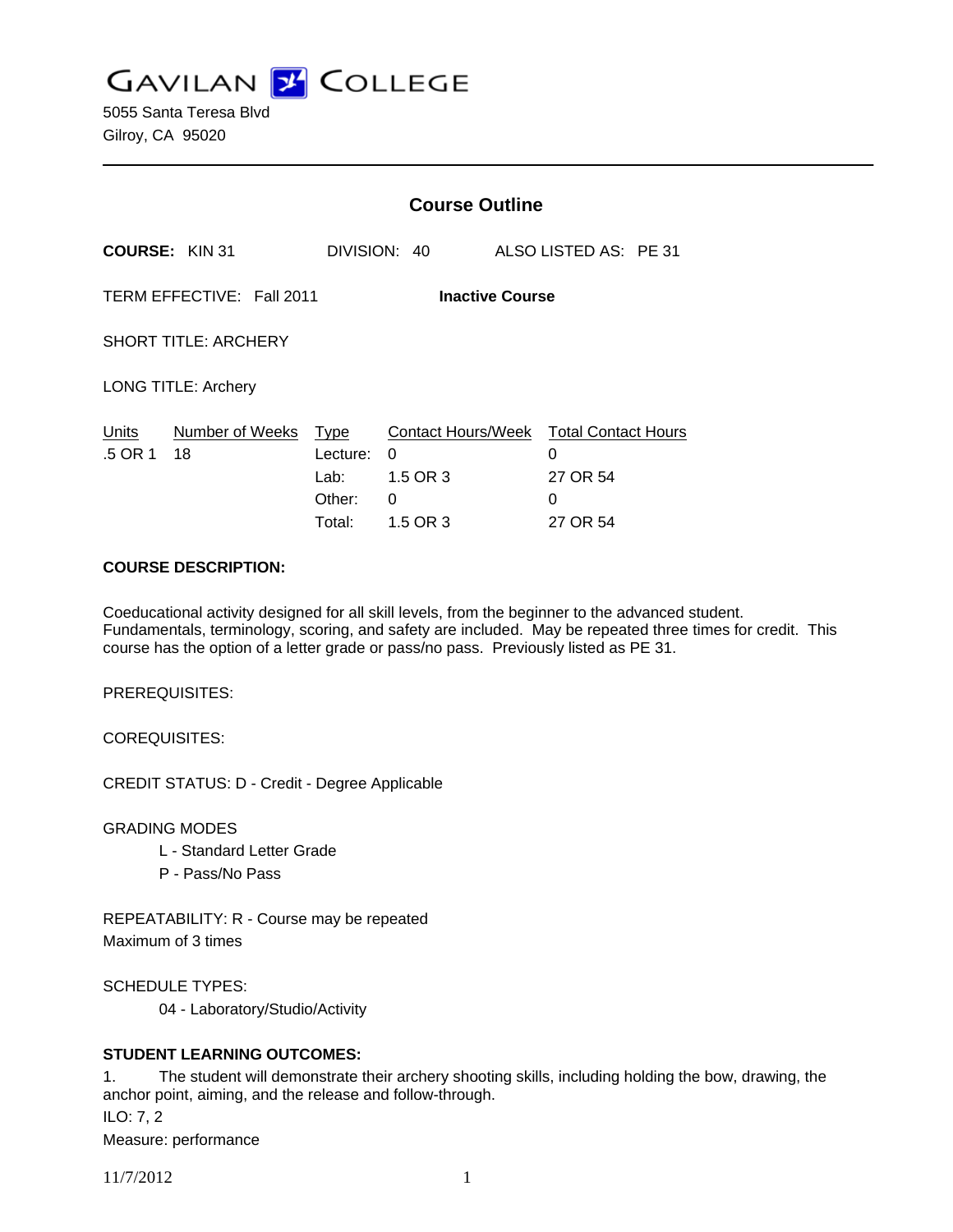GAVILAN COLLEGE
5055 Santa Teresa Blvd
Gilroy, CA 95020

---

## Course Outline

**COURSE:** KIN 31 DIVISION: 40 ALSO LISTED AS: PE 31

TERM EFFECTIVE: Fall 2011 **Inactive Course**

SHORT TITLE: ARCHERY

LONG TITLE: Archery

| Units | Number of Weeks | Type | Contact Hours/Week | Total Contact Hours |
|---|---|---|---|---|
| .5 OR 1 | 18 | Lecture: | 0 | 0 |
| | | Lab: | 1.5 OR 3 | 27 OR 54 |
| | | Other: | 0 | 0 |
| | | Total: | 1.5 OR 3 | 27 OR 54 |

**COURSE DESCRIPTION:**

Coeducational activity designed for all skill levels, from the beginner to the advanced student. Fundamentals, terminology, scoring, and safety are included. May be repeated three times for credit. This course has the option of a letter grade or pass/no pass. Previously listed as PE 31.

PREREQUISITES:

COREQUISITES:

CREDIT STATUS: D - Credit - Degree Applicable

GRADING MODES

- L - Standard Letter Grade
- P - Pass/No Pass

REPEATABILITY: R - Course may be repeated
Maximum of 3 times

SCHEDULE TYPES:

- 04 - Laboratory/Studio/Activity

**STUDENT LEARNING OUTCOMES:**

1. The student will demonstrate their archery shooting skills, including holding the bow, drawing, the anchor point, aiming, and the release and follow-through.
ILO: 7, 2
Measure: performance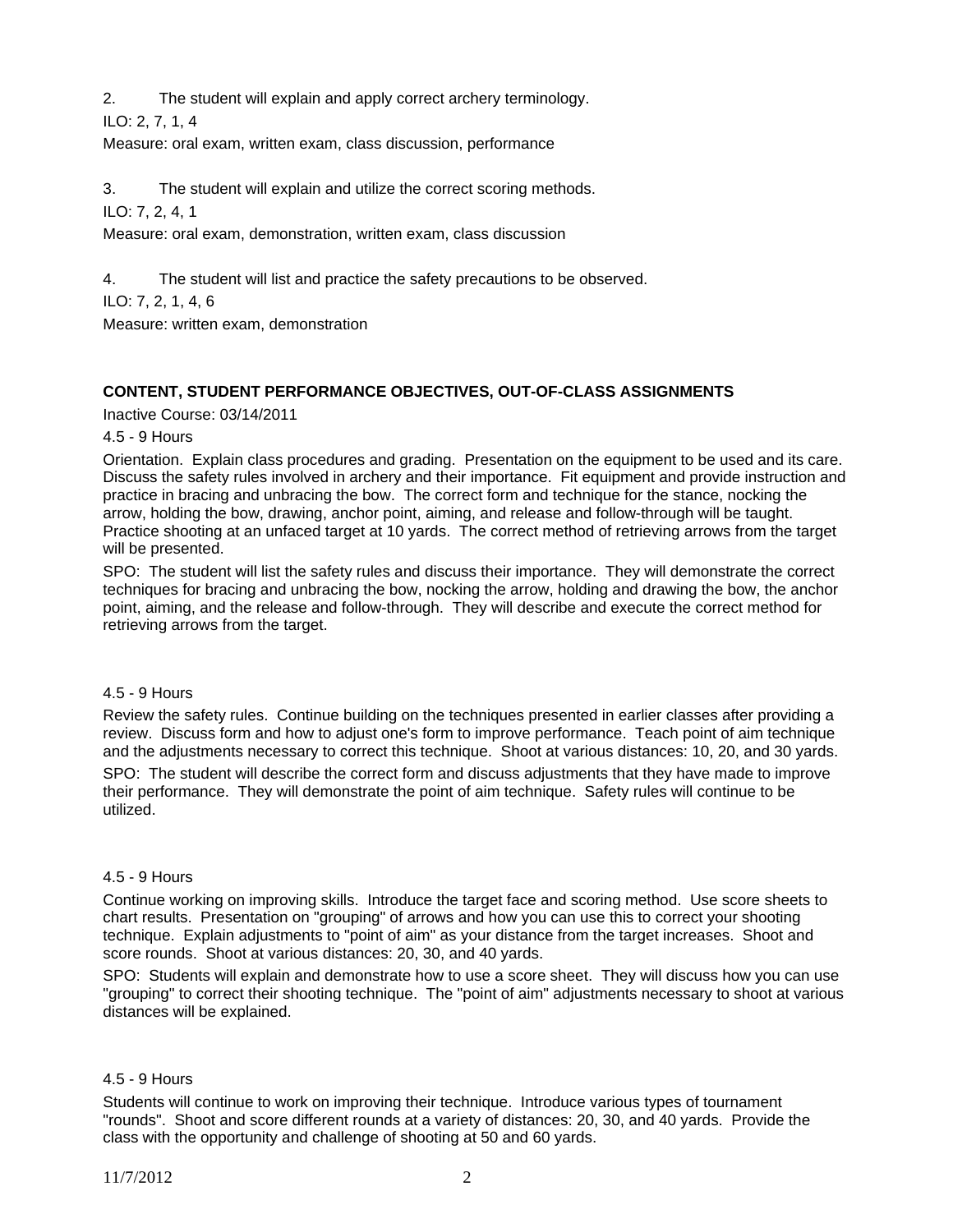2. The student will explain and apply correct archery terminology.

ILO: 2, 7, 1, 4

Measure: oral exam, written exam, class discussion, performance

3. The student will explain and utilize the correct scoring methods.

ILO: 7, 2, 4, 1

Measure: oral exam, demonstration, written exam, class discussion

4. The student will list and practice the safety precautions to be observed.

ILO: 7, 2, 1, 4, 6

Measure: written exam, demonstration

**CONTENT, STUDENT PERFORMANCE OBJECTIVES, OUT-OF-CLASS ASSIGNMENTS**

Inactive Course: 03/14/2011

4.5 - 9 Hours

Orientation. Explain class procedures and grading. Presentation on the equipment to be used and its care. Discuss the safety rules involved in archery and their importance. Fit equipment and provide instruction and practice in bracing and unbracing the bow. The correct form and technique for the stance, nocking the arrow, holding the bow, drawing, anchor point, aiming, and release and follow-through will be taught. Practice shooting at an unfaced target at 10 yards. The correct method of retrieving arrows from the target will be presented.

SPO: The student will list the safety rules and discuss their importance. They will demonstrate the correct techniques for bracing and unbracing the bow, nocking the arrow, holding and drawing the bow, the anchor point, aiming, and the release and follow-through. They will describe and execute the correct method for retrieving arrows from the target.

4.5 - 9 Hours

Review the safety rules. Continue building on the techniques presented in earlier classes after providing a review. Discuss form and how to adjust one's form to improve performance. Teach point of aim technique and the adjustments necessary to correct this technique. Shoot at various distances: 10, 20, and 30 yards.

SPO: The student will describe the correct form and discuss adjustments that they have made to improve their performance. They will demonstrate the point of aim technique. Safety rules will continue to be utilized.

4.5 - 9 Hours

Continue working on improving skills. Introduce the target face and scoring method. Use score sheets to chart results. Presentation on "grouping" of arrows and how you can use this to correct your shooting technique. Explain adjustments to "point of aim" as your distance from the target increases. Shoot and score rounds. Shoot at various distances: 20, 30, and 40 yards.

SPO: Students will explain and demonstrate how to use a score sheet. They will discuss how you can use "grouping" to correct their shooting technique. The "point of aim" adjustments necessary to shoot at various distances will be explained.

4.5 - 9 Hours

Students will continue to work on improving their technique. Introduce various types of tournament "rounds". Shoot and score different rounds at a variety of distances: 20, 30, and 40 yards. Provide the class with the opportunity and challenge of shooting at 50 and 60 yards.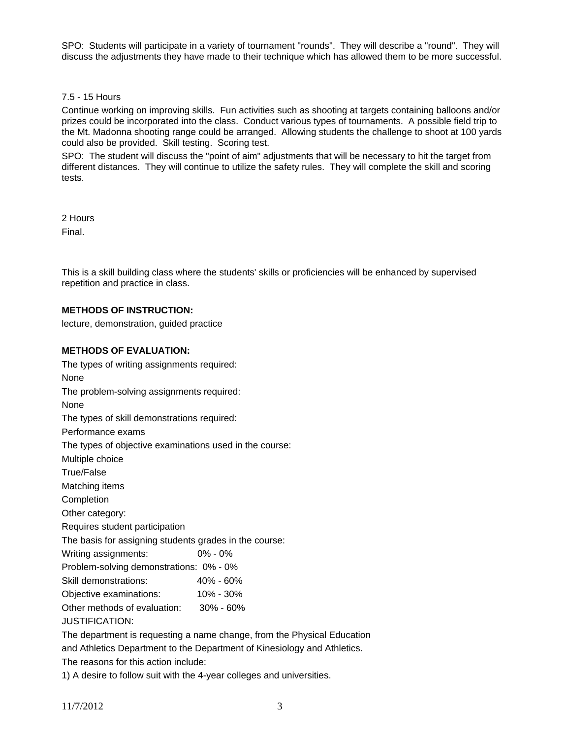SPO: Students will participate in a variety of tournament "rounds". They will describe a "round". They will discuss the adjustments they have made to their technique which has allowed them to be more successful.

7.5 - 15 Hours

Continue working on improving skills. Fun activities such as shooting at targets containing balloons and/or prizes could be incorporated into the class. Conduct various types of tournaments. A possible field trip to the Mt. Madonna shooting range could be arranged. Allowing students the challenge to shoot at 100 yards could also be provided. Skill testing. Scoring test.

SPO: The student will discuss the "point of aim" adjustments that will be necessary to hit the target from different distances. They will continue to utilize the safety rules. They will complete the skill and scoring tests.

2 Hours

Final.

This is a skill building class where the students' skills or proficiencies will be enhanced by supervised repetition and practice in class.

**METHODS OF INSTRUCTION:**

lecture, demonstration, guided practice

**METHODS OF EVALUATION:**

The types of writing assignments required:

None

The problem-solving assignments required:

None

The types of skill demonstrations required:

Performance exams

The types of objective examinations used in the course:

Multiple choice

True/False

Matching items

Completion

Other category:

Requires student participation

The basis for assigning students grades in the course:

| | |
|---|---|
| Writing assignments: | 0% - 0% |
| Problem-solving demonstrations: | 0% - 0% |
| Skill demonstrations: | 40% - 60% |
| Objective examinations: | 10% - 30% |
| Other methods of evaluation: | 30% - 60% |

JUSTIFICATION:

The department is requesting a name change, from the Physical Education and Athletics Department to the Department of Kinesiology and Athletics.

The reasons for this action include:

1) A desire to follow suit with the 4-year colleges and universities.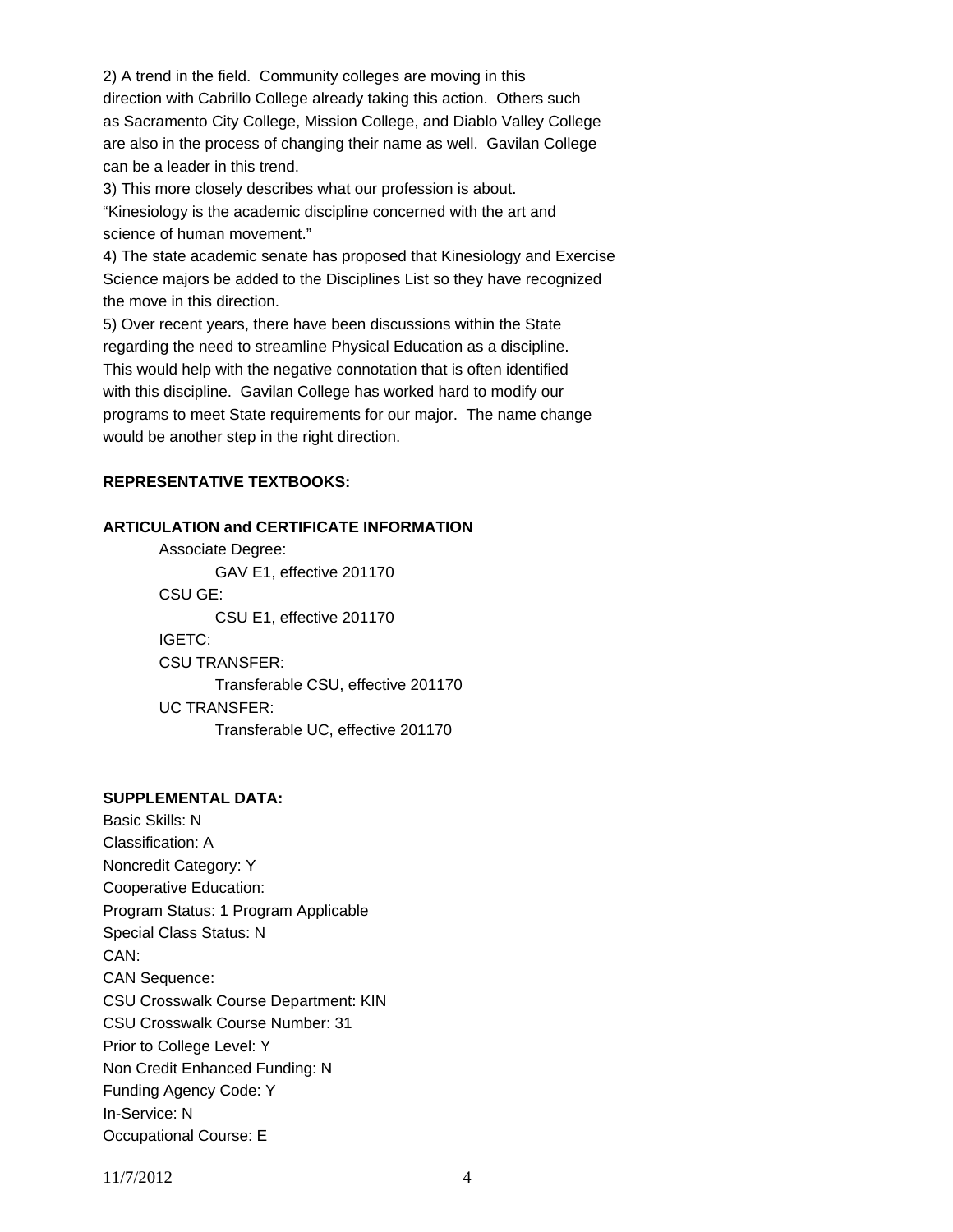2) A trend in the field. Community colleges are moving in this direction with Cabrillo College already taking this action. Others such as Sacramento City College, Mission College, and Diablo Valley College are also in the process of changing their name as well. Gavilan College can be a leader in this trend.

3) This more closely describes what our profession is about. "Kinesiology is the academic discipline concerned with the art and science of human movement."

4) The state academic senate has proposed that Kinesiology and Exercise Science majors be added to the Disciplines List so they have recognized the move in this direction.

5) Over recent years, there have been discussions within the State regarding the need to streamline Physical Education as a discipline. This would help with the negative connotation that is often identified with this discipline. Gavilan College has worked hard to modify our programs to meet State requirements for our major. The name change would be another step in the right direction.

**REPRESENTATIVE TEXTBOOKS:**

**ARTICULATION and CERTIFICATE INFORMATION**

Associate Degree:
GAV E1, effective 201170
CSU GE:
CSU E1, effective 201170
IGETC:
CSU TRANSFER:
Transferable CSU, effective 201170
UC TRANSFER:
Transferable UC, effective 201170

**SUPPLEMENTAL DATA:**

Basic Skills: N
Classification: A
Noncredit Category: Y
Cooperative Education:
Program Status: 1 Program Applicable
Special Class Status: N
CAN:
CAN Sequence:
CSU Crosswalk Course Department: KIN
CSU Crosswalk Course Number: 31
Prior to College Level: Y
Non Credit Enhanced Funding: N
Funding Agency Code: Y
In-Service: N
Occupational Course: E

11/7/2012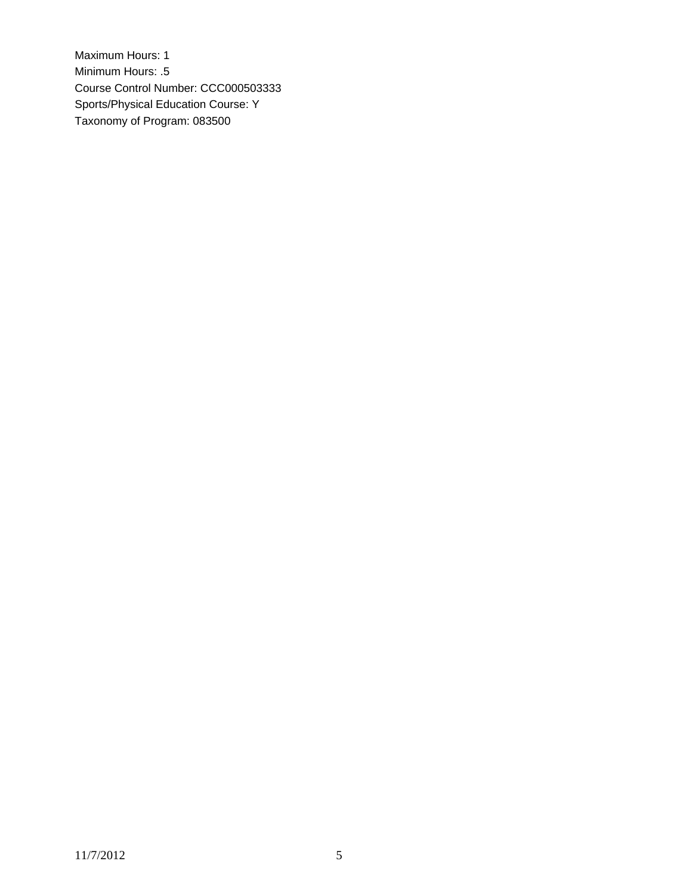Maximum Hours: 1
Minimum Hours: .5
Course Control Number: CCC000503333
Sports/Physical Education Course: Y
Taxonomy of Program: 083500